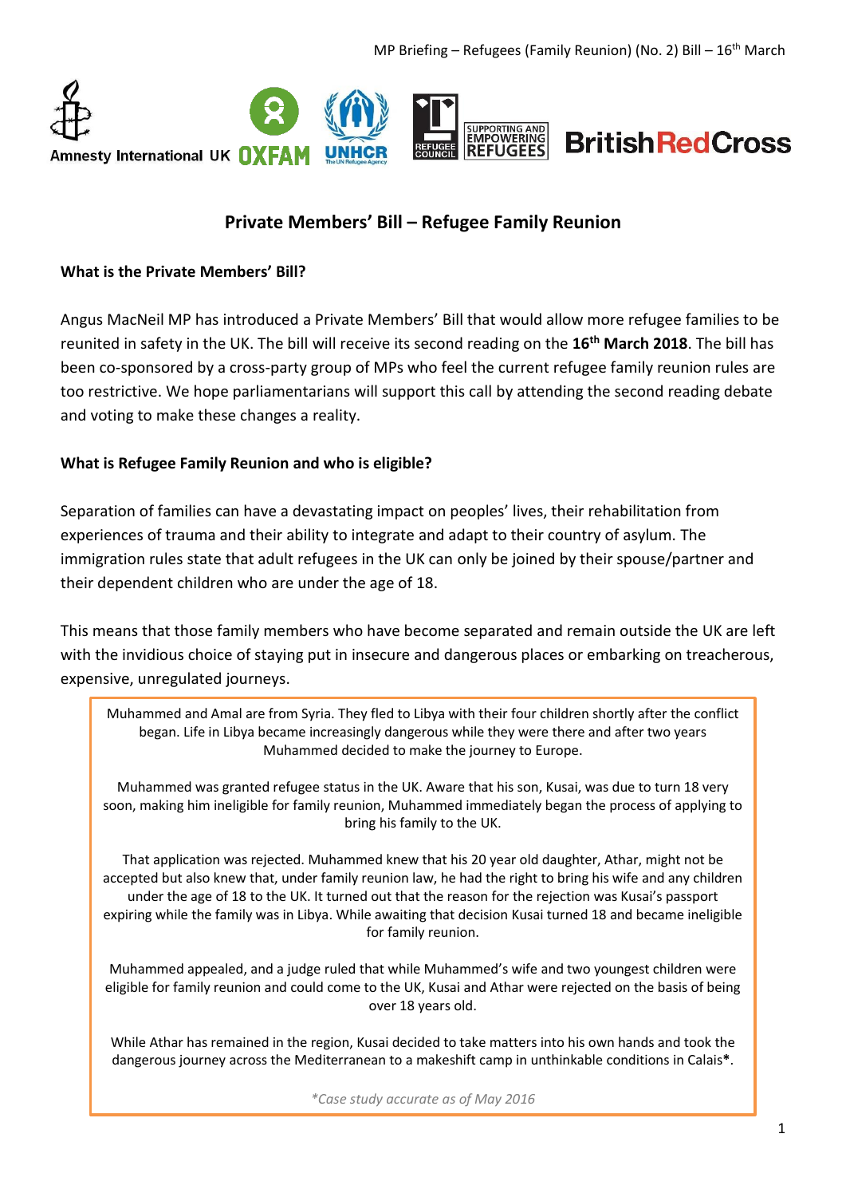## Private Members' Bill – Refugee Family Reunion

**What is the Private Members' Bill?**

Angus MacNeil MP has introduced a Private Members' Bill that would allow more refugee families to be reunited in safety in the UK. The bill will receive its second reading on the **16th March 2018**. The bill has been co-sponsored by a cross-party group of MPs who feel the current refugee family reunion rules are too restrictive. We hope parliamentarians will support this call by attending the second reading debate and voting to make these changes a reality.

**What is Refugee Family Reunion and who is eligible?**

Separation of families can have a devastating impact on peoples' lives, their rehabilitation from experiences of trauma and their ability to integrate and adapt to their country of asylum. The immigration rules state that adult refugees in the UK can only be joined by their spouse/partner and their dependent children who are under the age of 18.

This means that those family members who have become separated and remain outside the UK are left with the invidious choice of staying put in insecure and dangerous places or embarking on treacherous, expensive, unregulated journeys.

> Muhammed and Amal are from Syria. They fled to Libya with their four children shortly after the conflict began. Life in Libya became increasingly dangerous while they were there and after two years Muhammed decided to make the journey to Europe.
>
> Muhammed was granted refugee status in the UK. Aware that his son, Kusai, was due to turn 18 very soon, making him ineligible for family reunion, Muhammed immediately began the process of applying to bring his family to the UK.
>
> That application was rejected. Muhammed knew that his 20 year old daughter, Athar, might not be accepted but also knew that, under family reunion law, he had the right to bring his wife and any children under the age of 18 to the UK. It turned out that the reason for the rejection was Kusai's passport expiring while the family was in Libya. While awaiting that decision Kusai turned 18 and became ineligible for family reunion.
>
> Muhammed appealed, and a judge ruled that while Muhammed's wife and two youngest children were eligible for family reunion and could come to the UK, Kusai and Athar were rejected on the basis of being over 18 years old.
>
> While Athar has remained in the region, Kusai decided to take matters into his own hands and took the dangerous journey across the Mediterranean to a makeshift camp in unthinkable conditions in Calais**\***.
>
> *\*Case study accurate as of May 2016*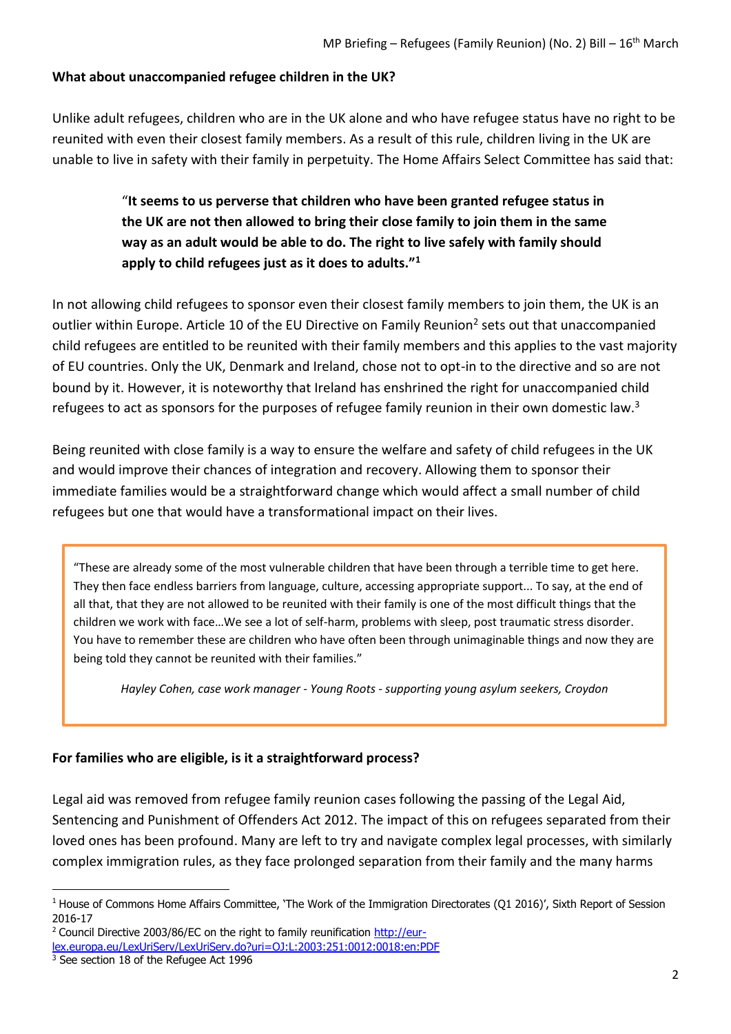**What about unaccompanied refugee children in the UK?**

Unlike adult refugees, children who are in the UK alone and who have refugee status have no right to be reunited with even their closest family members. As a result of this rule, children living in the UK are unable to live in safety with their family in perpetuity. The Home Affairs Select Committee has said that:

> "**It seems to us perverse that children who have been granted refugee status in the UK are not then allowed to bring their close family to join them in the same way as an adult would be able to do. The right to live safely with family should apply to child refugees just as it does to adults."[1]**

In not allowing child refugees to sponsor even their closest family members to join them, the UK is an outlier within Europe. Article 10 of the EU Directive on Family Reunion[2] sets out that unaccompanied child refugees are entitled to be reunited with their family members and this applies to the vast majority of EU countries. Only the UK, Denmark and Ireland, chose not to opt-in to the directive and so are not bound by it. However, it is noteworthy that Ireland has enshrined the right for unaccompanied child refugees to act as sponsors for the purposes of refugee family reunion in their own domestic law.[3]

Being reunited with close family is a way to ensure the welfare and safety of child refugees in the UK and would improve their chances of integration and recovery. Allowing them to sponsor their immediate families would be a straightforward change which would affect a small number of child refugees but one that would have a transformational impact on their lives.

> "These are already some of the most vulnerable children that have been through a terrible time to get here. They then face endless barriers from language, culture, accessing appropriate support... To say, at the end of all that, that they are not allowed to be reunited with their family is one of the most difficult things that the children we work with face…We see a lot of self-harm, problems with sleep, post traumatic stress disorder. You have to remember these are children who have often been through unimaginable things and now they are being told they cannot be reunited with their families."
>
> *Hayley Cohen, case work manager - Young Roots - supporting young asylum seekers, Croydon*

**For families who are eligible, is it a straightforward process?**

Legal aid was removed from refugee family reunion cases following the passing of the Legal Aid, Sentencing and Punishment of Offenders Act 2012. The impact of this on refugees separated from their loved ones has been profound. Many are left to try and navigate complex legal processes, with similarly complex immigration rules, as they face prolonged separation from their family and the many harms

---

[1] House of Commons Home Affairs Committee, 'The Work of the Immigration Directorates (Q1 2016)', Sixth Report of Session 2016-17

[2] Council Directive 2003/86/EC on the right to family reunification http://eur-lex.europa.eu/LexUriServ/LexUriServ.do?uri=OJ:L:2003:251:0012:0018:en:PDF

[3] See section 18 of the Refugee Act 1996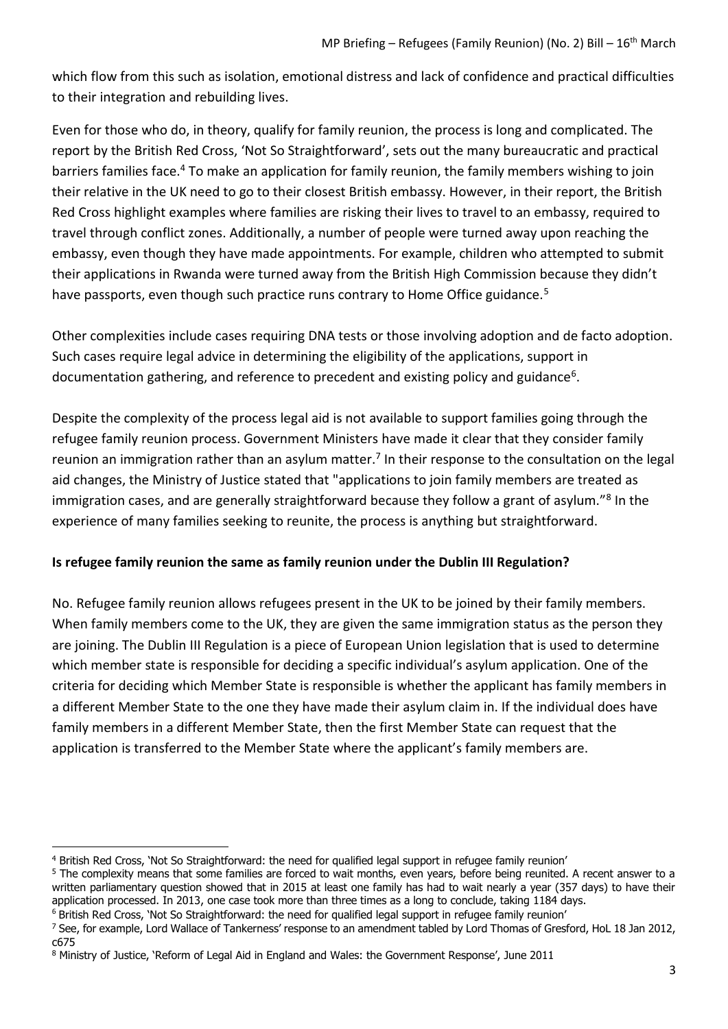which flow from this such as isolation, emotional distress and lack of confidence and practical difficulties to their integration and rebuilding lives.

Even for those who do, in theory, qualify for family reunion, the process is long and complicated. The report by the British Red Cross, 'Not So Straightforward', sets out the many bureaucratic and practical barriers families face.[4] To make an application for family reunion, the family members wishing to join their relative in the UK need to go to their closest British embassy. However, in their report, the British Red Cross highlight examples where families are risking their lives to travel to an embassy, required to travel through conflict zones. Additionally, a number of people were turned away upon reaching the embassy, even though they have made appointments. For example, children who attempted to submit their applications in Rwanda were turned away from the British High Commission because they didn't have passports, even though such practice runs contrary to Home Office guidance.[5]

Other complexities include cases requiring DNA tests or those involving adoption and de facto adoption. Such cases require legal advice in determining the eligibility of the applications, support in documentation gathering, and reference to precedent and existing policy and guidance[6].

Despite the complexity of the process legal aid is not available to support families going through the refugee family reunion process. Government Ministers have made it clear that they consider family reunion an immigration rather than an asylum matter.[7] In their response to the consultation on the legal aid changes, the Ministry of Justice stated that "applications to join family members are treated as immigration cases, and are generally straightforward because they follow a grant of asylum."[8] In the experience of many families seeking to reunite, the process is anything but straightforward.

**Is refugee family reunion the same as family reunion under the Dublin III Regulation?**

No. Refugee family reunion allows refugees present in the UK to be joined by their family members. When family members come to the UK, they are given the same immigration status as the person they are joining. The Dublin III Regulation is a piece of European Union legislation that is used to determine which member state is responsible for deciding a specific individual's asylum application. One of the criteria for deciding which Member State is responsible is whether the applicant has family members in a different Member State to the one they have made their asylum claim in. If the individual does have family members in a different Member State, then the first Member State can request that the application is transferred to the Member State where the applicant's family members are.

---

[4] British Red Cross, 'Not So Straightforward: the need for qualified legal support in refugee family reunion'

[5] The complexity means that some families are forced to wait months, even years, before being reunited. A recent answer to a written parliamentary question showed that in 2015 at least one family has had to wait nearly a year (357 days) to have their application processed. In 2013, one case took more than three times as a long to conclude, taking 1184 days.

[6] British Red Cross, 'Not So Straightforward: the need for qualified legal support in refugee family reunion'

[7] See, for example, Lord Wallace of Tankerness' response to an amendment tabled by Lord Thomas of Gresford, HoL 18 Jan 2012, c675

[8] Ministry of Justice, 'Reform of Legal Aid in England and Wales: the Government Response', June 2011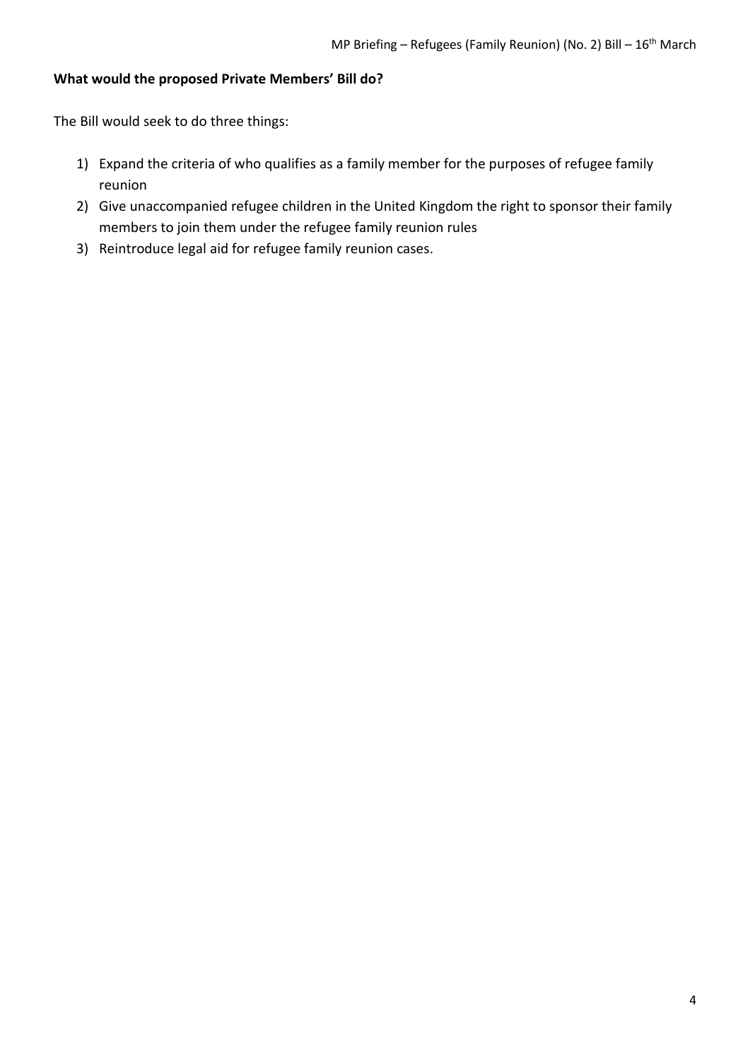**What would the proposed Private Members' Bill do?**

The Bill would seek to do three things:

1) Expand the criteria of who qualifies as a family member for the purposes of refugee family reunion
2) Give unaccompanied refugee children in the United Kingdom the right to sponsor their family members to join them under the refugee family reunion rules
3) Reintroduce legal aid for refugee family reunion cases.